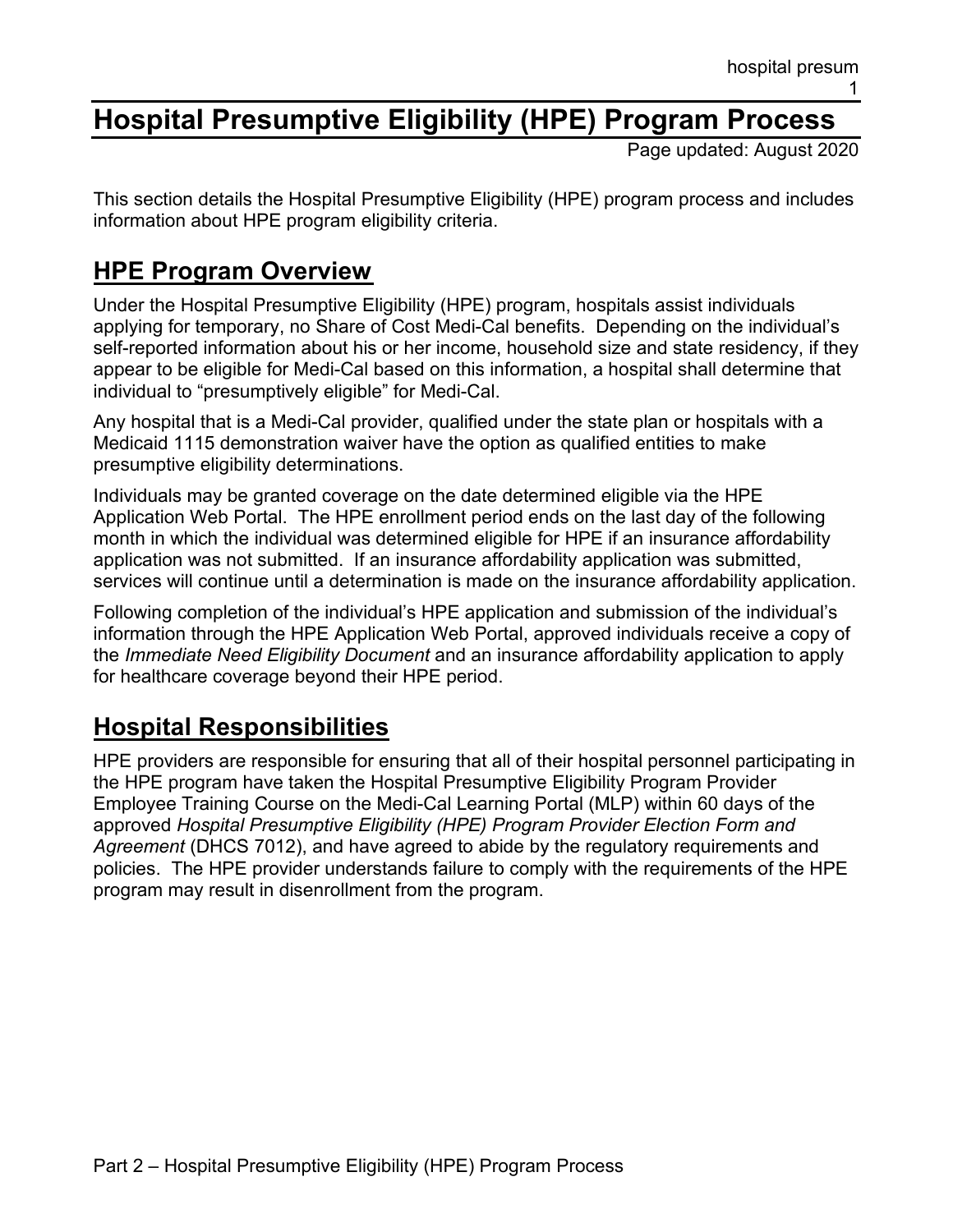# Hospital Presumptive Eligibility (HPE) Program Process

Page updated: August 2020

This section details the Hospital Presumptive Eligibility (HPE) program process and includes information about HPE program eligibility criteria.

## HPE Program Overview

Under the Hospital Presumptive Eligibility (HPE) program, hospitals assist individuals applying for temporary, no Share of Cost Medi-Cal benefits. Depending on the individual's self-reported information about his or her income, household size and state residency, if they appear to be eligible for Medi-Cal based on this information, a hospital shall determine that individual to "presumptively eligible" for Medi-Cal.

Any hospital that is a Medi-Cal provider, qualified under the state plan or hospitals with a Medicaid 1115 demonstration waiver have the option as qualified entities to make presumptive eligibility determinations.

Individuals may be granted coverage on the date determined eligible via the HPE Application Web Portal. The HPE enrollment period ends on the last day of the following month in which the individual was determined eligible for HPE if an insurance affordability application was not submitted. If an insurance affordability application was submitted, services will continue until a determination is made on the insurance affordability application.

Following completion of the individual's HPE application and submission of the individual's information through the HPE Application Web Portal, approved individuals receive a copy of the *Immediate Need Eligibility Document* and an insurance affordability application to apply for healthcare coverage beyond their HPE period.

## Hospital Responsibilities

HPE providers are responsible for ensuring that all of their hospital personnel participating in the HPE program have taken the Hospital Presumptive Eligibility Program Provider Employee Training Course on the Medi-Cal Learning Portal (MLP) within 60 days of the approved *Hospital Presumptive Eligibility (HPE) Program Provider Election Form and Agreement* (DHCS 7012), and have agreed to abide by the regulatory requirements and policies. The HPE provider understands failure to comply with the requirements of the HPE program may result in disenrollment from the program.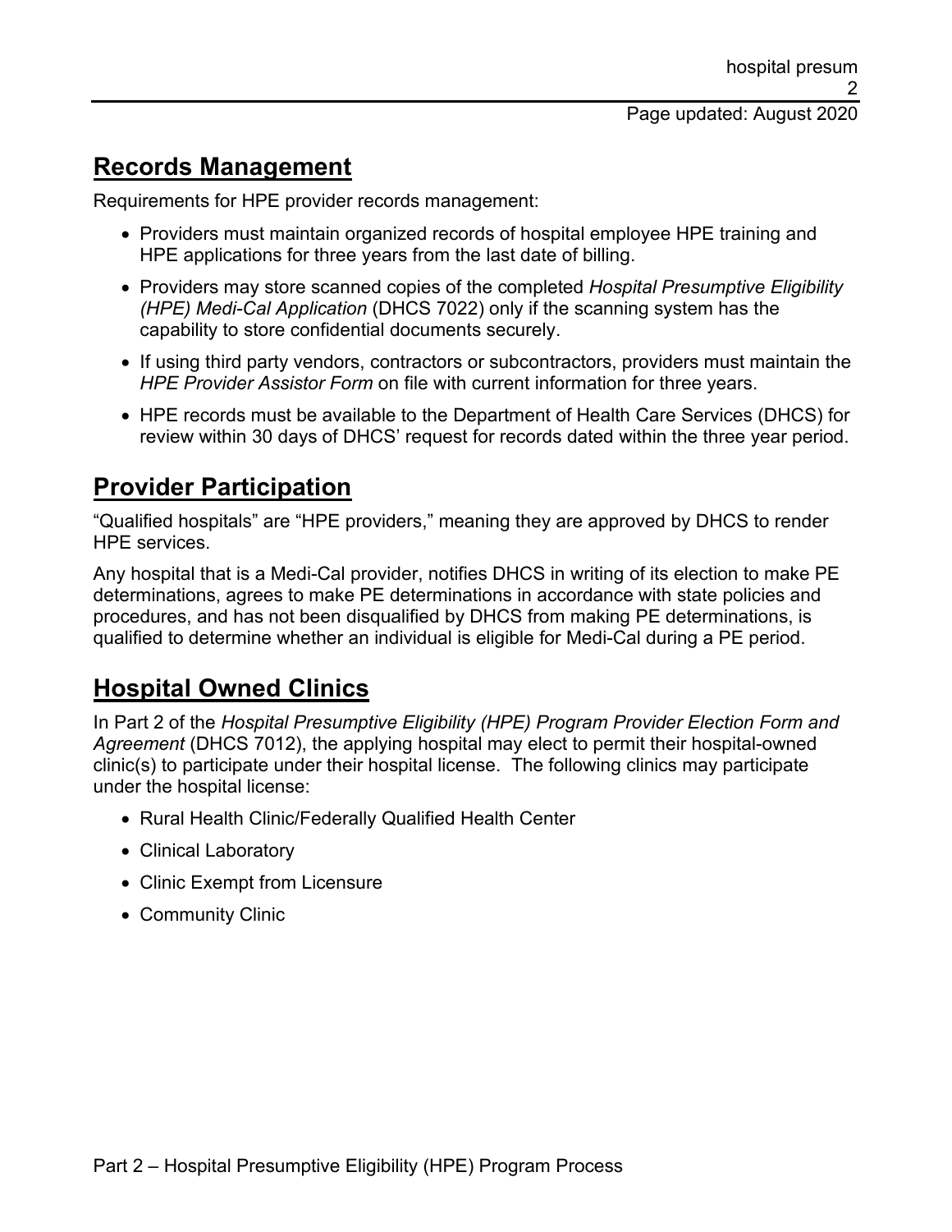## Records Management

Requirements for HPE provider records management:

- Providers must maintain organized records of hospital employee HPE training and HPE applications for three years from the last date of billing.
- Providers may store scanned copies of the completed *Hospital Presumptive Eligibility (HPE) Medi-Cal Application* (DHCS 7022) only if the scanning system has the capability to store confidential documents securely.
- If using third party vendors, contractors or subcontractors, providers must maintain the *HPE Provider Assistor Form* on file with current information for three years.
- HPE records must be available to the Department of Health Care Services (DHCS) for review within 30 days of DHCS' request for records dated within the three year period.

## Provider Participation

"Qualified hospitals" are "HPE providers," meaning they are approved by DHCS to render HPE services.

Any hospital that is a Medi-Cal provider, notifies DHCS in writing of its election to make PE determinations, agrees to make PE determinations in accordance with state policies and procedures, and has not been disqualified by DHCS from making PE determinations, is qualified to determine whether an individual is eligible for Medi-Cal during a PE period.

## Hospital Owned Clinics

In Part 2 of the *Hospital Presumptive Eligibility (HPE) Program Provider Election Form and Agreement* (DHCS 7012), the applying hospital may elect to permit their hospital-owned clinic(s) to participate under their hospital license. The following clinics may participate under the hospital license:

- Rural Health Clinic/Federally Qualified Health Center
- Clinical Laboratory
- Clinic Exempt from Licensure
- Community Clinic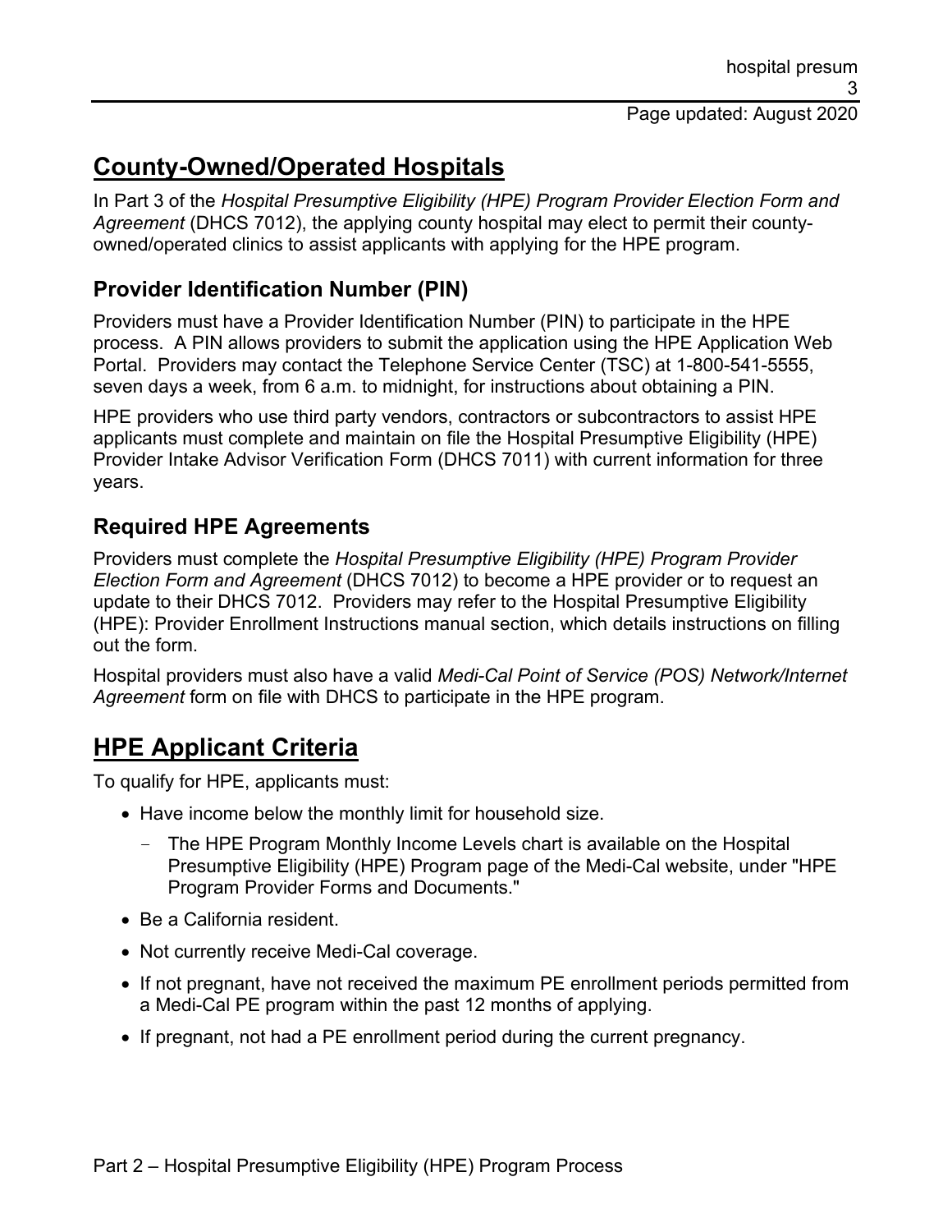## County-Owned/Operated Hospitals

In Part 3 of the *Hospital Presumptive Eligibility (HPE) Program Provider Election Form and Agreement* (DHCS 7012), the applying county hospital may elect to permit their county-owned/operated clinics to assist applicants with applying for the HPE program.

### Provider Identification Number (PIN)

Providers must have a Provider Identification Number (PIN) to participate in the HPE process. A PIN allows providers to submit the application using the HPE Application Web Portal. Providers may contact the Telephone Service Center (TSC) at 1-800-541-5555, seven days a week, from 6 a.m. to midnight, for instructions about obtaining a PIN.

HPE providers who use third party vendors, contractors or subcontractors to assist HPE applicants must complete and maintain on file the Hospital Presumptive Eligibility (HPE) Provider Intake Advisor Verification Form (DHCS 7011) with current information for three years.

### Required HPE Agreements

Providers must complete the *Hospital Presumptive Eligibility (HPE) Program Provider Election Form and Agreement* (DHCS 7012) to become a HPE provider or to request an update to their DHCS 7012. Providers may refer to the Hospital Presumptive Eligibility (HPE): Provider Enrollment Instructions manual section, which details instructions on filling out the form.

Hospital providers must also have a valid *Medi-Cal Point of Service (POS) Network/Internet Agreement* form on file with DHCS to participate in the HPE program.

## HPE Applicant Criteria

To qualify for HPE, applicants must:

- Have income below the monthly limit for household size.
  - The HPE Program Monthly Income Levels chart is available on the Hospital Presumptive Eligibility (HPE) Program page of the Medi-Cal website, under "HPE Program Provider Forms and Documents."
- Be a California resident.
- Not currently receive Medi-Cal coverage.
- If not pregnant, have not received the maximum PE enrollment periods permitted from a Medi-Cal PE program within the past 12 months of applying.
- If pregnant, not had a PE enrollment period during the current pregnancy.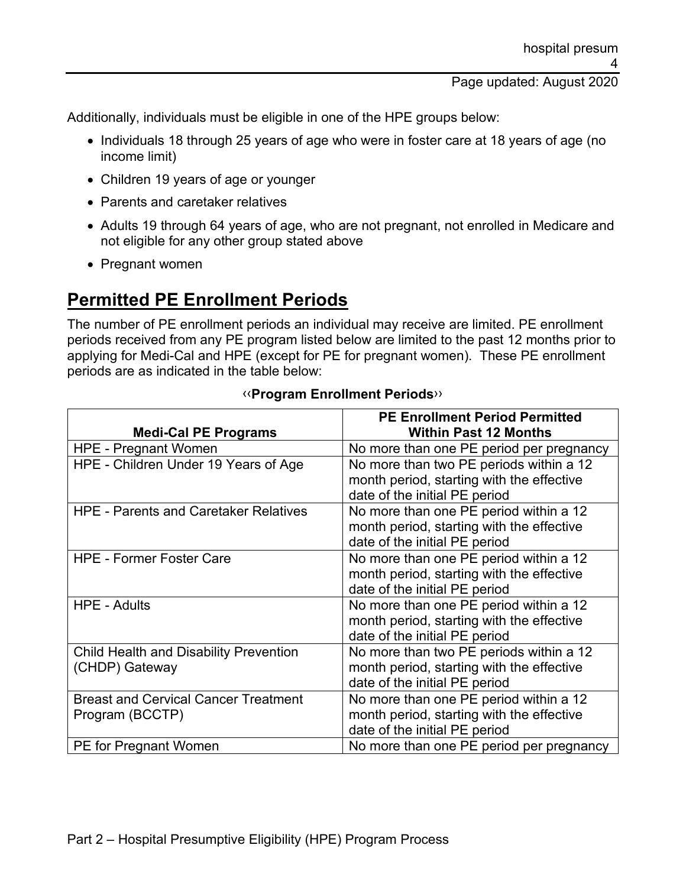Additionally, individuals must be eligible in one of the HPE groups below:

- Individuals 18 through 25 years of age who were in foster care at 18 years of age (no income limit)
- Children 19 years of age or younger
- Parents and caretaker relatives
- Adults 19 through 64 years of age, who are not pregnant, not enrolled in Medicare and not eligible for any other group stated above
- Pregnant women

## Permitted PE Enrollment Periods

The number of PE enrollment periods an individual may receive are limited. PE enrollment periods received from any PE program listed below are limited to the past 12 months prior to applying for Medi-Cal and HPE (except for PE for pregnant women). These PE enrollment periods are as indicated in the table below:

**‹‹Program Enrollment Periods››**

| Medi-Cal PE Programs | PE Enrollment Period Permitted Within Past 12 Months |
|---|---|
| HPE - Pregnant Women | No more than one PE period per pregnancy |
| HPE - Children Under 19 Years of Age | No more than two PE periods within a 12 month period, starting with the effective date of the initial PE period |
| HPE - Parents and Caretaker Relatives | No more than one PE period within a 12 month period, starting with the effective date of the initial PE period |
| HPE - Former Foster Care | No more than one PE period within a 12 month period, starting with the effective date of the initial PE period |
| HPE - Adults | No more than one PE period within a 12 month period, starting with the effective date of the initial PE period |
| Child Health and Disability Prevention (CHDP) Gateway | No more than two PE periods within a 12 month period, starting with the effective date of the initial PE period |
| Breast and Cervical Cancer Treatment Program (BCCTP) | No more than one PE period within a 12 month period, starting with the effective date of the initial PE period |
| PE for Pregnant Women | No more than one PE period per pregnancy |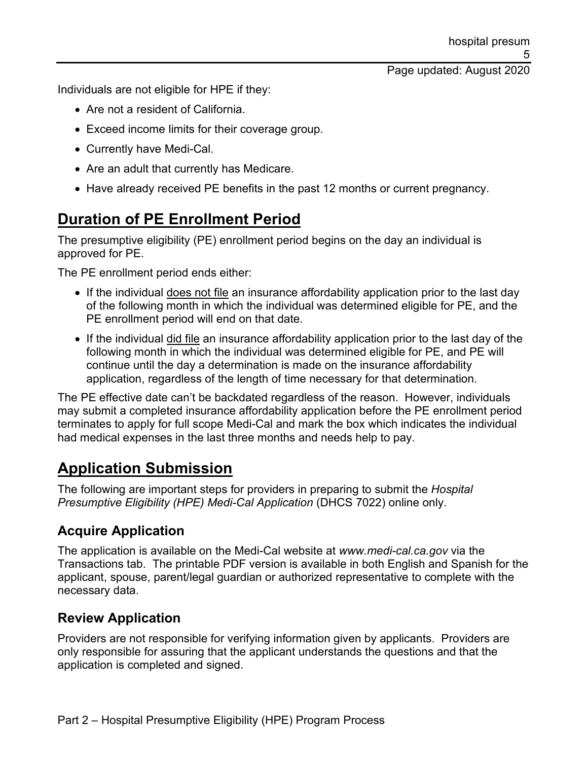Individuals are not eligible for HPE if they:

- Are not a resident of California.
- Exceed income limits for their coverage group.
- Currently have Medi-Cal.
- Are an adult that currently has Medicare.
- Have already received PE benefits in the past 12 months or current pregnancy.

## Duration of PE Enrollment Period

The presumptive eligibility (PE) enrollment period begins on the day an individual is approved for PE.

The PE enrollment period ends either:

- If the individual does not file an insurance affordability application prior to the last day of the following month in which the individual was determined eligible for PE, and the PE enrollment period will end on that date.
- If the individual did file an insurance affordability application prior to the last day of the following month in which the individual was determined eligible for PE, and PE will continue until the day a determination is made on the insurance affordability application, regardless of the length of time necessary for that determination.

The PE effective date can't be backdated regardless of the reason. However, individuals may submit a completed insurance affordability application before the PE enrollment period terminates to apply for full scope Medi-Cal and mark the box which indicates the individual had medical expenses in the last three months and needs help to pay.

## Application Submission

The following are important steps for providers in preparing to submit the *Hospital Presumptive Eligibility (HPE) Medi-Cal Application* (DHCS 7022) online only.

### Acquire Application

The application is available on the Medi-Cal website at *www.medi-cal.ca.gov* via the Transactions tab. The printable PDF version is available in both English and Spanish for the applicant, spouse, parent/legal guardian or authorized representative to complete with the necessary data.

### Review Application

Providers are not responsible for verifying information given by applicants. Providers are only responsible for assuring that the applicant understands the questions and that the application is completed and signed.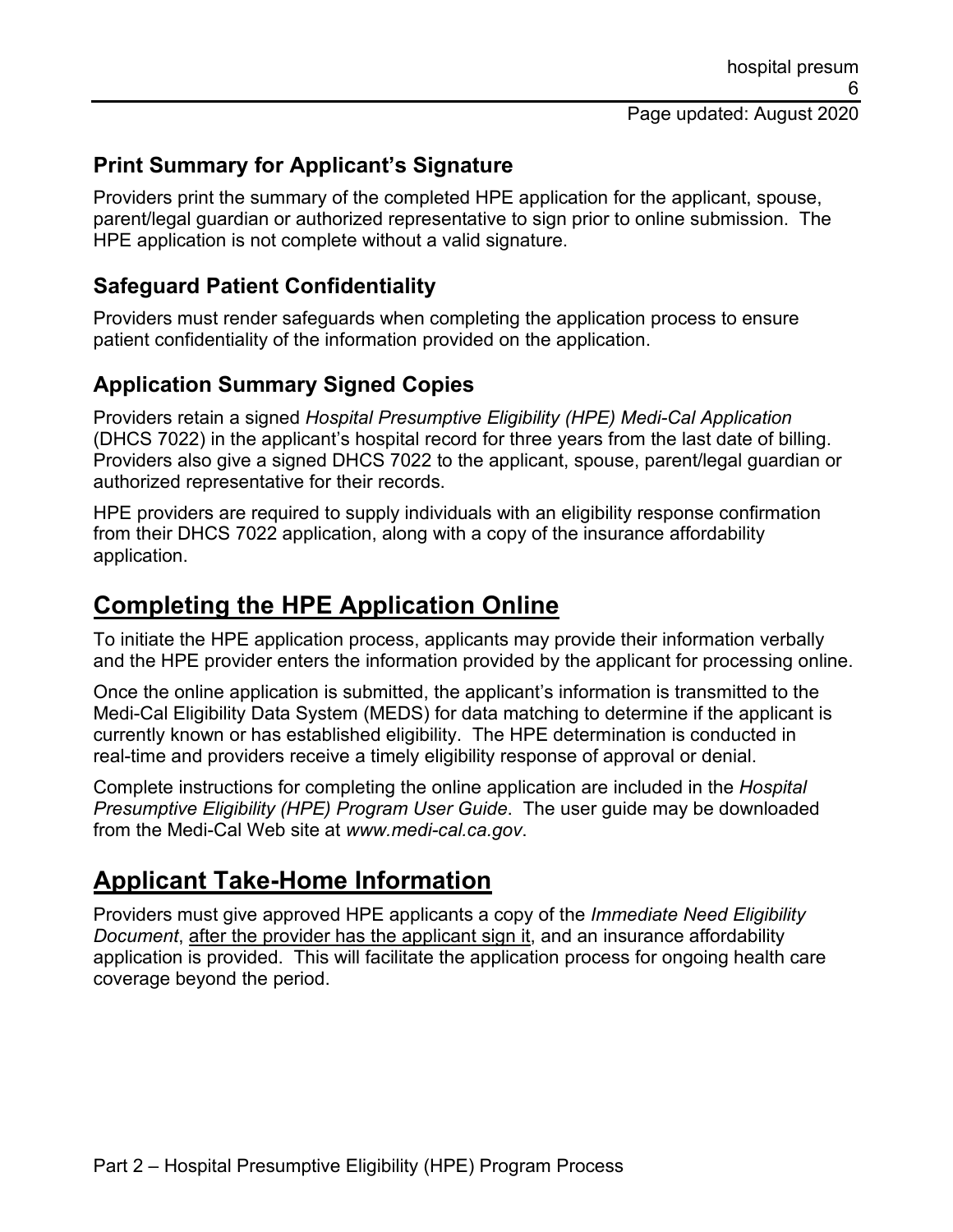### Print Summary for Applicant's Signature

Providers print the summary of the completed HPE application for the applicant, spouse, parent/legal guardian or authorized representative to sign prior to online submission. The HPE application is not complete without a valid signature.

### Safeguard Patient Confidentiality

Providers must render safeguards when completing the application process to ensure patient confidentiality of the information provided on the application.

### Application Summary Signed Copies

Providers retain a signed *Hospital Presumptive Eligibility (HPE) Medi-Cal Application* (DHCS 7022) in the applicant's hospital record for three years from the last date of billing. Providers also give a signed DHCS 7022 to the applicant, spouse, parent/legal guardian or authorized representative for their records.

HPE providers are required to supply individuals with an eligibility response confirmation from their DHCS 7022 application, along with a copy of the insurance affordability application.

## Completing the HPE Application Online

To initiate the HPE application process, applicants may provide their information verbally and the HPE provider enters the information provided by the applicant for processing online.

Once the online application is submitted, the applicant's information is transmitted to the Medi-Cal Eligibility Data System (MEDS) for data matching to determine if the applicant is currently known or has established eligibility. The HPE determination is conducted in real-time and providers receive a timely eligibility response of approval or denial.

Complete instructions for completing the online application are included in the *Hospital Presumptive Eligibility (HPE) Program User Guide*. The user guide may be downloaded from the Medi-Cal Web site at *www.medi-cal.ca.gov*.

## Applicant Take-Home Information

Providers must give approved HPE applicants a copy of the *Immediate Need Eligibility Document*, after the provider has the applicant sign it, and an insurance affordability application is provided. This will facilitate the application process for ongoing health care coverage beyond the period.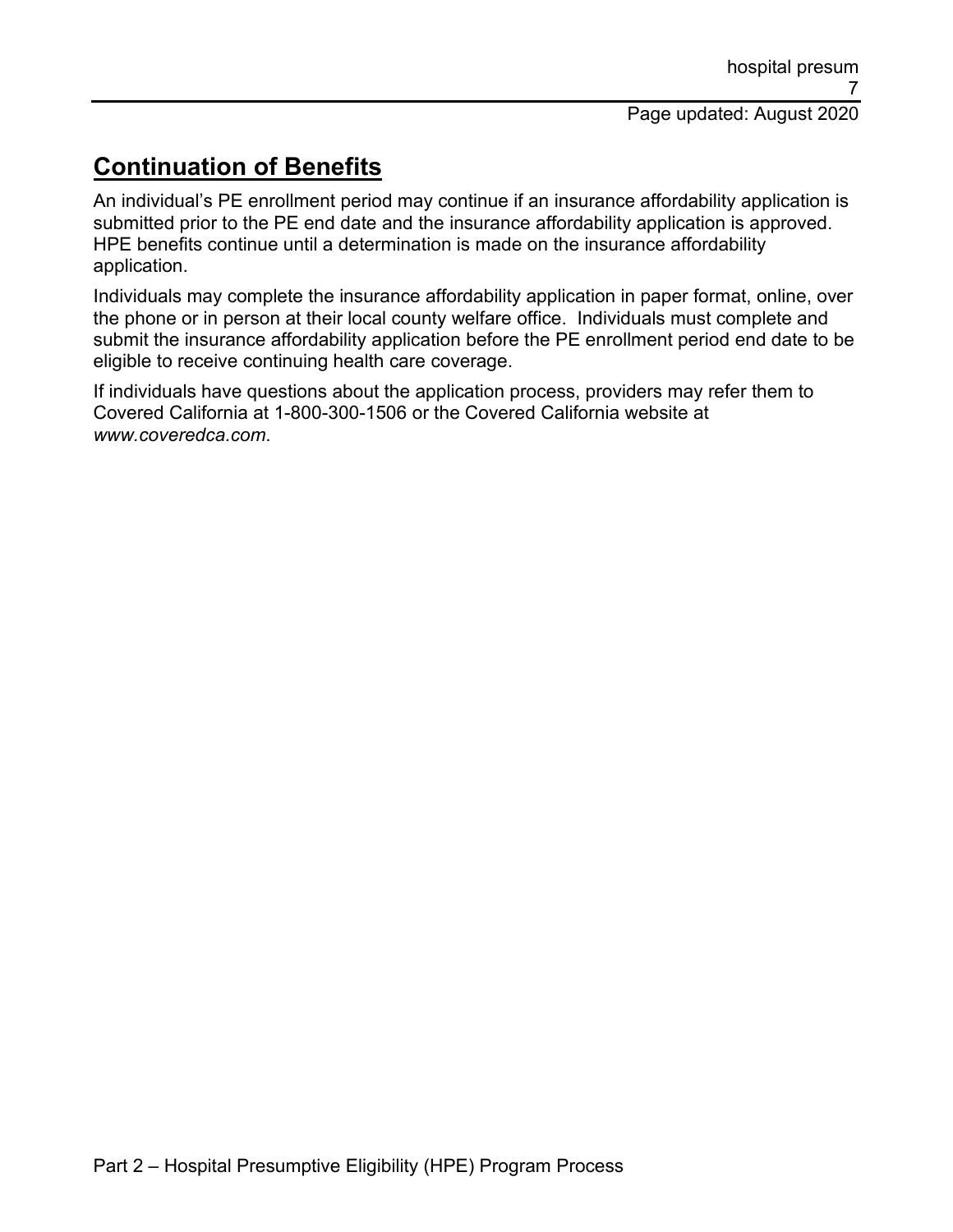## Continuation of Benefits

An individual's PE enrollment period may continue if an insurance affordability application is submitted prior to the PE end date and the insurance affordability application is approved. HPE benefits continue until a determination is made on the insurance affordability application.

Individuals may complete the insurance affordability application in paper format, online, over the phone or in person at their local county welfare office. Individuals must complete and submit the insurance affordability application before the PE enrollment period end date to be eligible to receive continuing health care coverage.

If individuals have questions about the application process, providers may refer them to Covered California at 1-800-300-1506 or the Covered California website at *www.coveredca.com*.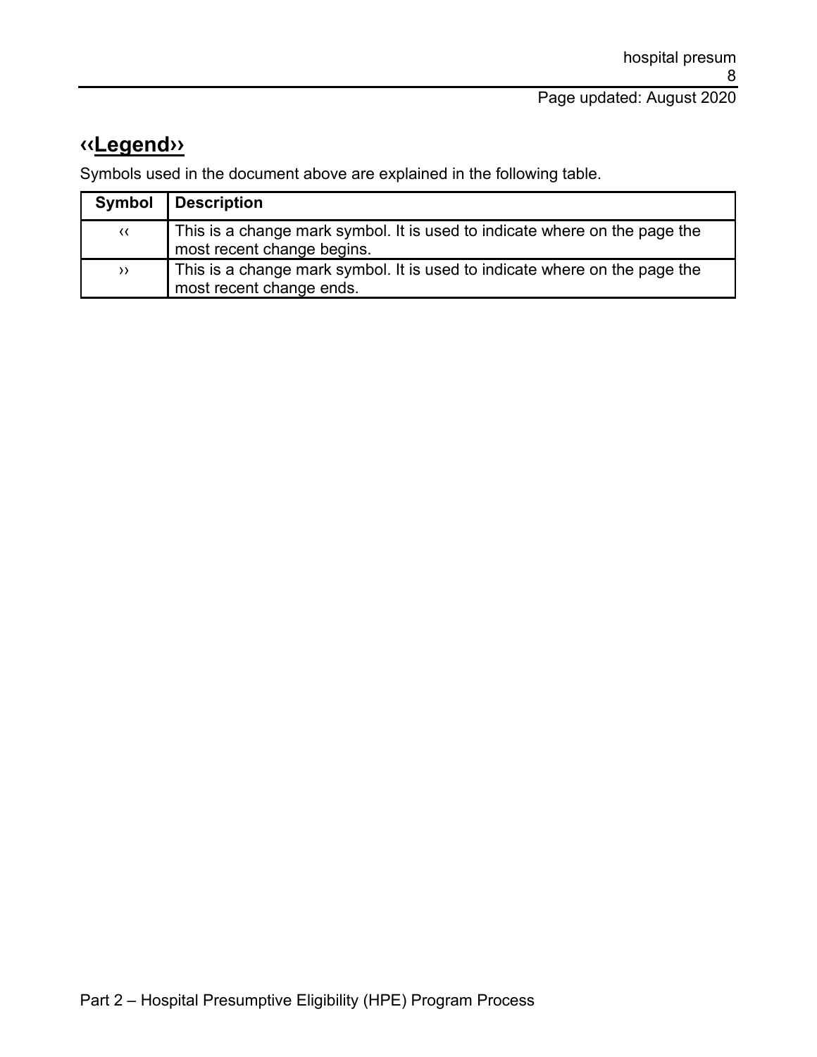## ‹‹Legend››

Symbols used in the document above are explained in the following table.

| Symbol | Description |
|---|---|
| ‹‹ | This is a change mark symbol. It is used to indicate where on the page the most recent change begins. |
| ›› | This is a change mark symbol. It is used to indicate where on the page the most recent change ends. |